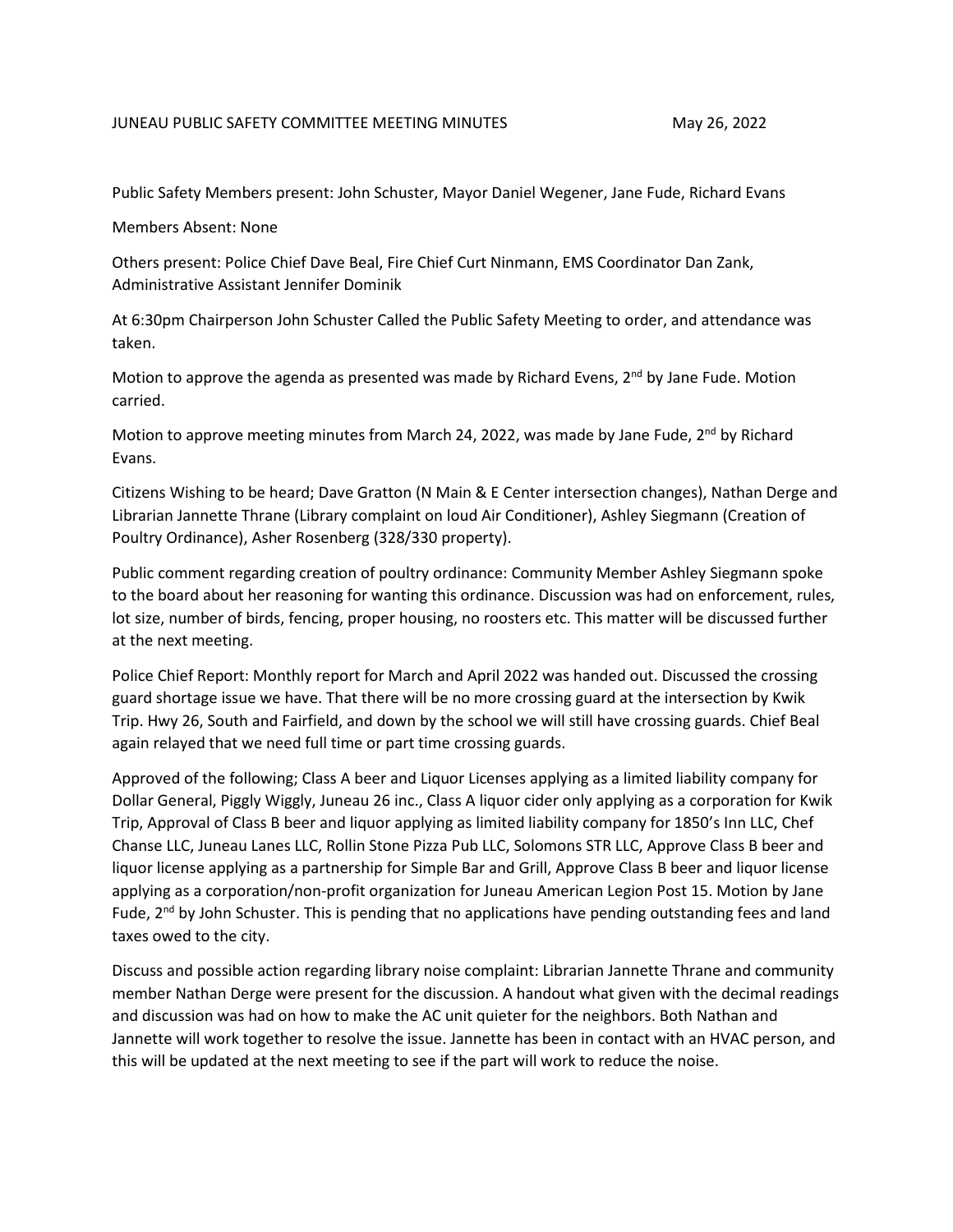JUNEAU PUBLIC SAFETY COMMITTEE MEETING MINUTES May 26, 2022

Public Safety Members present: John Schuster, Mayor Daniel Wegener, Jane Fude, Richard Evans

Members Absent: None

Others present: Police Chief Dave Beal, Fire Chief Curt Ninmann, EMS Coordinator Dan Zank, Administrative Assistant Jennifer Dominik

At 6:30pm Chairperson John Schuster Called the Public Safety Meeting to order, and attendance was taken.

Motion to approve the agenda as presented was made by Richard Evens, 2nd by Jane Fude. Motion carried.

Motion to approve meeting minutes from March 24, 2022, was made by Jane Fude, 2nd by Richard Evans.

Citizens Wishing to be heard; Dave Gratton (N Main & E Center intersection changes), Nathan Derge and Librarian Jannette Thrane (Library complaint on loud Air Conditioner), Ashley Siegmann (Creation of Poultry Ordinance), Asher Rosenberg (328/330 property).

Public comment regarding creation of poultry ordinance: Community Member Ashley Siegmann spoke to the board about her reasoning for wanting this ordinance. Discussion was had on enforcement, rules, lot size, number of birds, fencing, proper housing, no roosters etc. This matter will be discussed further at the next meeting.

Police Chief Report: Monthly report for March and April 2022 was handed out. Discussed the crossing guard shortage issue we have. That there will be no more crossing guard at the intersection by Kwik Trip. Hwy 26, South and Fairfield, and down by the school we will still have crossing guards. Chief Beal again relayed that we need full time or part time crossing guards.

Approved of the following; Class A beer and Liquor Licenses applying as a limited liability company for Dollar General, Piggly Wiggly, Juneau 26 inc., Class A liquor cider only applying as a corporation for Kwik Trip, Approval of Class B beer and liquor applying as limited liability company for 1850's Inn LLC, Chef Chanse LLC, Juneau Lanes LLC, Rollin Stone Pizza Pub LLC, Solomons STR LLC, Approve Class B beer and liquor license applying as a partnership for Simple Bar and Grill, Approve Class B beer and liquor license applying as a corporation/non-profit organization for Juneau American Legion Post 15. Motion by Jane Fude, 2nd by John Schuster. This is pending that no applications have pending outstanding fees and land taxes owed to the city.

Discuss and possible action regarding library noise complaint: Librarian Jannette Thrane and community member Nathan Derge were present for the discussion. A handout what given with the decimal readings and discussion was had on how to make the AC unit quieter for the neighbors. Both Nathan and Jannette will work together to resolve the issue. Jannette has been in contact with an HVAC person, and this will be updated at the next meeting to see if the part will work to reduce the noise.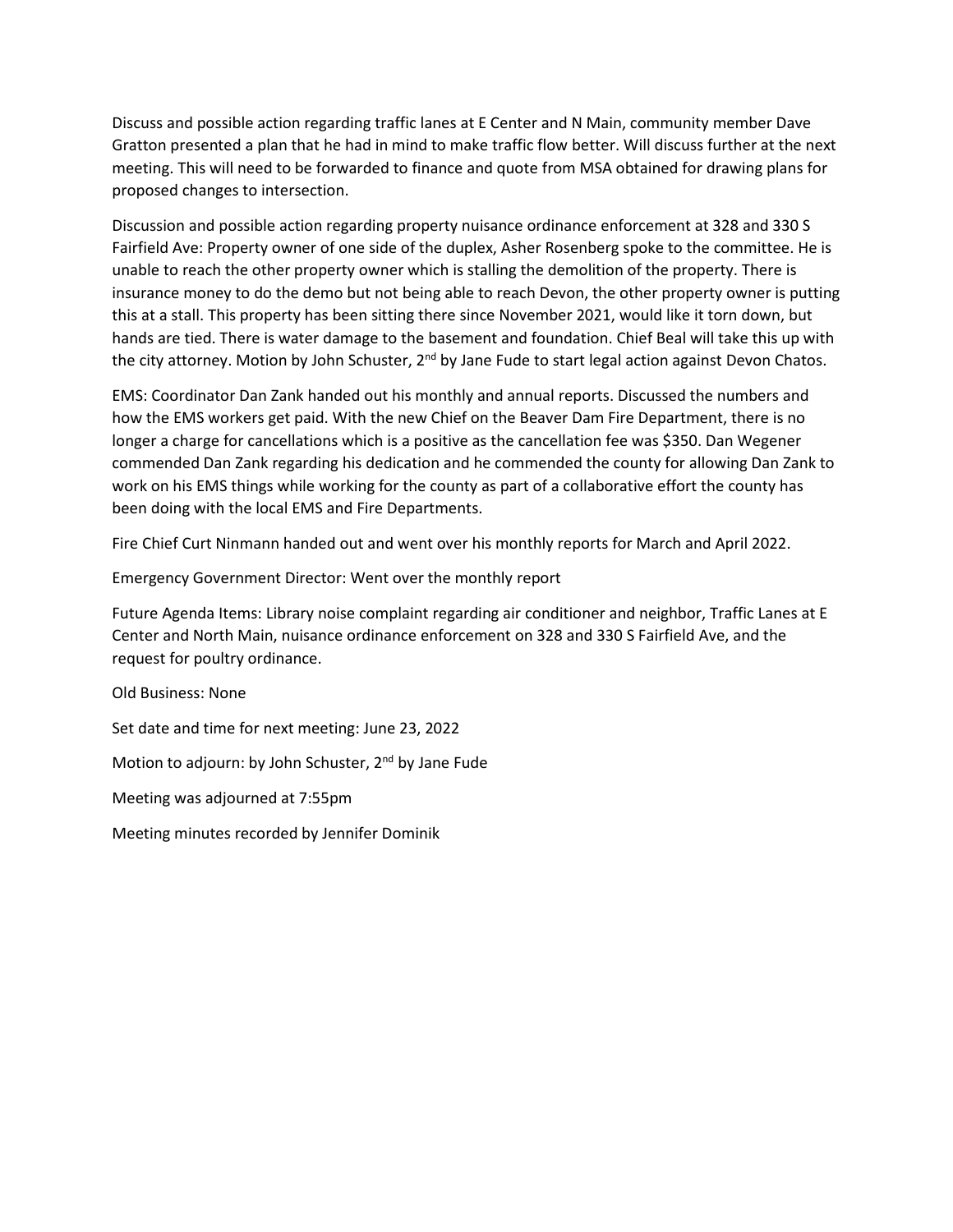Discuss and possible action regarding traffic lanes at E Center and N Main, community member Dave Gratton presented a plan that he had in mind to make traffic flow better. Will discuss further at the next meeting. This will need to be forwarded to finance and quote from MSA obtained for drawing plans for proposed changes to intersection.

Discussion and possible action regarding property nuisance ordinance enforcement at 328 and 330 S Fairfield Ave: Property owner of one side of the duplex, Asher Rosenberg spoke to the committee. He is unable to reach the other property owner which is stalling the demolition of the property. There is insurance money to do the demo but not being able to reach Devon, the other property owner is putting this at a stall. This property has been sitting there since November 2021, would like it torn down, but hands are tied. There is water damage to the basement and foundation. Chief Beal will take this up with the city attorney. Motion by John Schuster, 2nd by Jane Fude to start legal action against Devon Chatos.

EMS: Coordinator Dan Zank handed out his monthly and annual reports. Discussed the numbers and how the EMS workers get paid. With the new Chief on the Beaver Dam Fire Department, there is no longer a charge for cancellations which is a positive as the cancellation fee was $350. Dan Wegener commended Dan Zank regarding his dedication and he commended the county for allowing Dan Zank to work on his EMS things while working for the county as part of a collaborative effort the county has been doing with the local EMS and Fire Departments.

Fire Chief Curt Ninmann handed out and went over his monthly reports for March and April 2022.

Emergency Government Director: Went over the monthly report

Future Agenda Items: Library noise complaint regarding air conditioner and neighbor, Traffic Lanes at E Center and North Main, nuisance ordinance enforcement on 328 and 330 S Fairfield Ave, and the request for poultry ordinance.

Old Business: None

Set date and time for next meeting: June 23, 2022

Motion to adjourn: by John Schuster, 2nd by Jane Fude

Meeting was adjourned at 7:55pm

Meeting minutes recorded by Jennifer Dominik